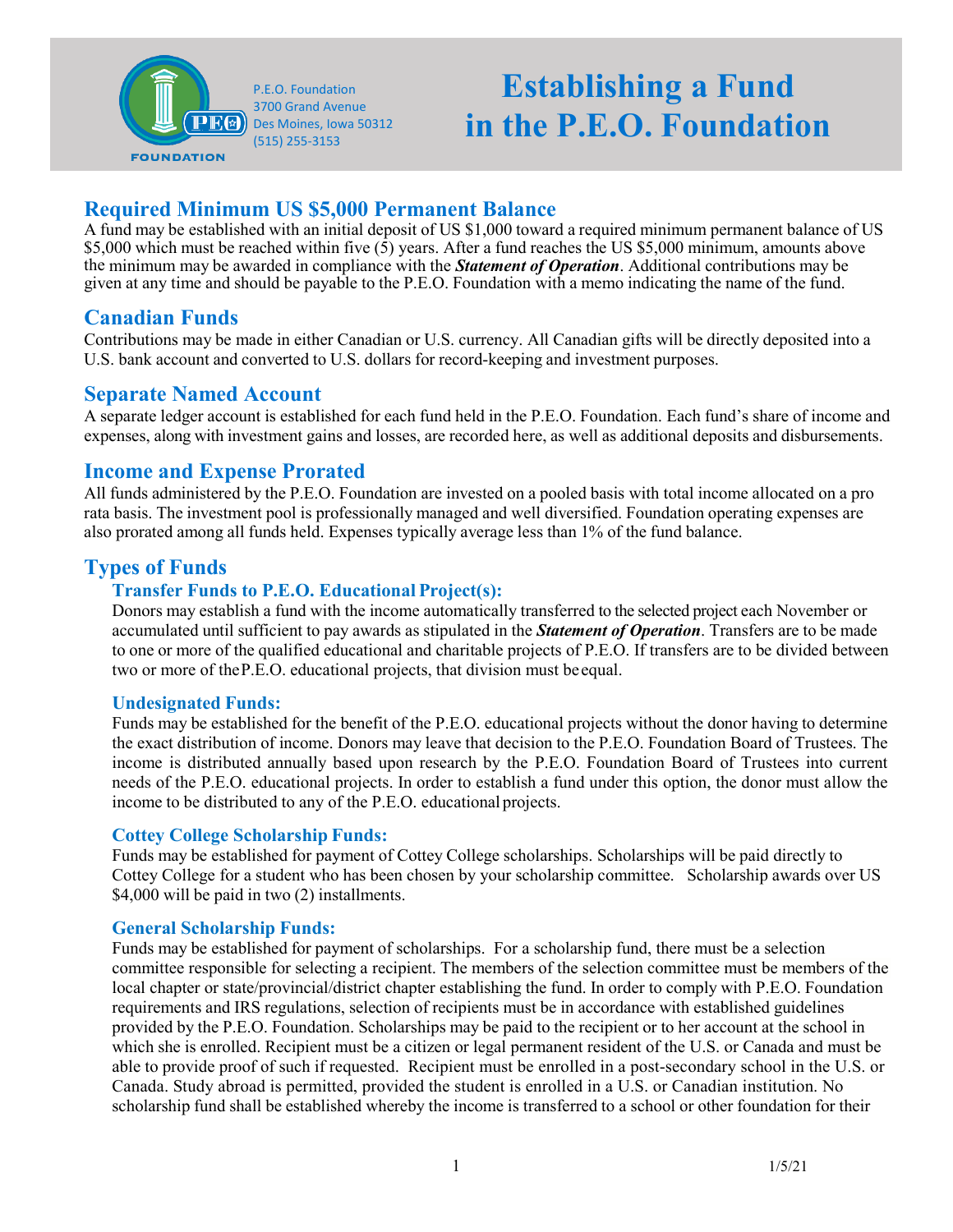P.E.O. Foundation
3700 Grand Avenue
Des Moines, Iowa 50312
(515) 255-3153

# Establishing a Fund in the P.E.O. Foundation

## Required Minimum US $5,000 Permanent Balance

A fund may be established with an initial deposit of US $1,000 toward a required minimum permanent balance of US $5,000 which must be reached within five (5) years. After a fund reaches the US $5,000 minimum, amounts above the minimum may be awarded in compliance with the ***Statement of Operation***. Additional contributions may be given at any time and should be payable to the P.E.O. Foundation with a memo indicating the name of the fund.

## Canadian Funds

Contributions may be made in either Canadian or U.S. currency. All Canadian gifts will be directly deposited into a U.S. bank account and converted to U.S. dollars for record-keeping and investment purposes.

## Separate Named Account

A separate ledger account is established for each fund held in the P.E.O. Foundation. Each fund's share of income and expenses, along with investment gains and losses, are recorded here, as well as additional deposits and disbursements.

## Income and Expense Prorated

All funds administered by the P.E.O. Foundation are invested on a pooled basis with total income allocated on a pro rata basis. The investment pool is professionally managed and well diversified. Foundation operating expenses are also prorated among all funds held. Expenses typically average less than 1% of the fund balance.

## Types of Funds

### Transfer Funds to P.E.O. Educational Project(s):

Donors may establish a fund with the income automatically transferred to the selected project each November or accumulated until sufficient to pay awards as stipulated in the ***Statement of Operation***. Transfers are to be made to one or more of the qualified educational and charitable projects of P.E.O. If transfers are to be divided between two or more of the P.E.O. educational projects, that division must be equal.

### Undesignated Funds:

Funds may be established for the benefit of the P.E.O. educational projects without the donor having to determine the exact distribution of income. Donors may leave that decision to the P.E.O. Foundation Board of Trustees. The income is distributed annually based upon research by the P.E.O. Foundation Board of Trustees into current needs of the P.E.O. educational projects. In order to establish a fund under this option, the donor must allow the income to be distributed to any of the P.E.O. educational projects.

### Cottey College Scholarship Funds:

Funds may be established for payment of Cottey College scholarships. Scholarships will be paid directly to Cottey College for a student who has been chosen by your scholarship committee. Scholarship awards over US $4,000 will be paid in two (2) installments.

### General Scholarship Funds:

Funds may be established for payment of scholarships. For a scholarship fund, there must be a selection committee responsible for selecting a recipient. The members of the selection committee must be members of the local chapter or state/provincial/district chapter establishing the fund. In order to comply with P.E.O. Foundation requirements and IRS regulations, selection of recipients must be in accordance with established guidelines provided by the P.E.O. Foundation. Scholarships may be paid to the recipient or to her account at the school in which she is enrolled. Recipient must be a citizen or legal permanent resident of the U.S. or Canada and must be able to provide proof of such if requested. Recipient must be enrolled in a post-secondary school in the U.S. or Canada. Study abroad is permitted, provided the student is enrolled in a U.S. or Canadian institution. No scholarship fund shall be established whereby the income is transferred to a school or other foundation for their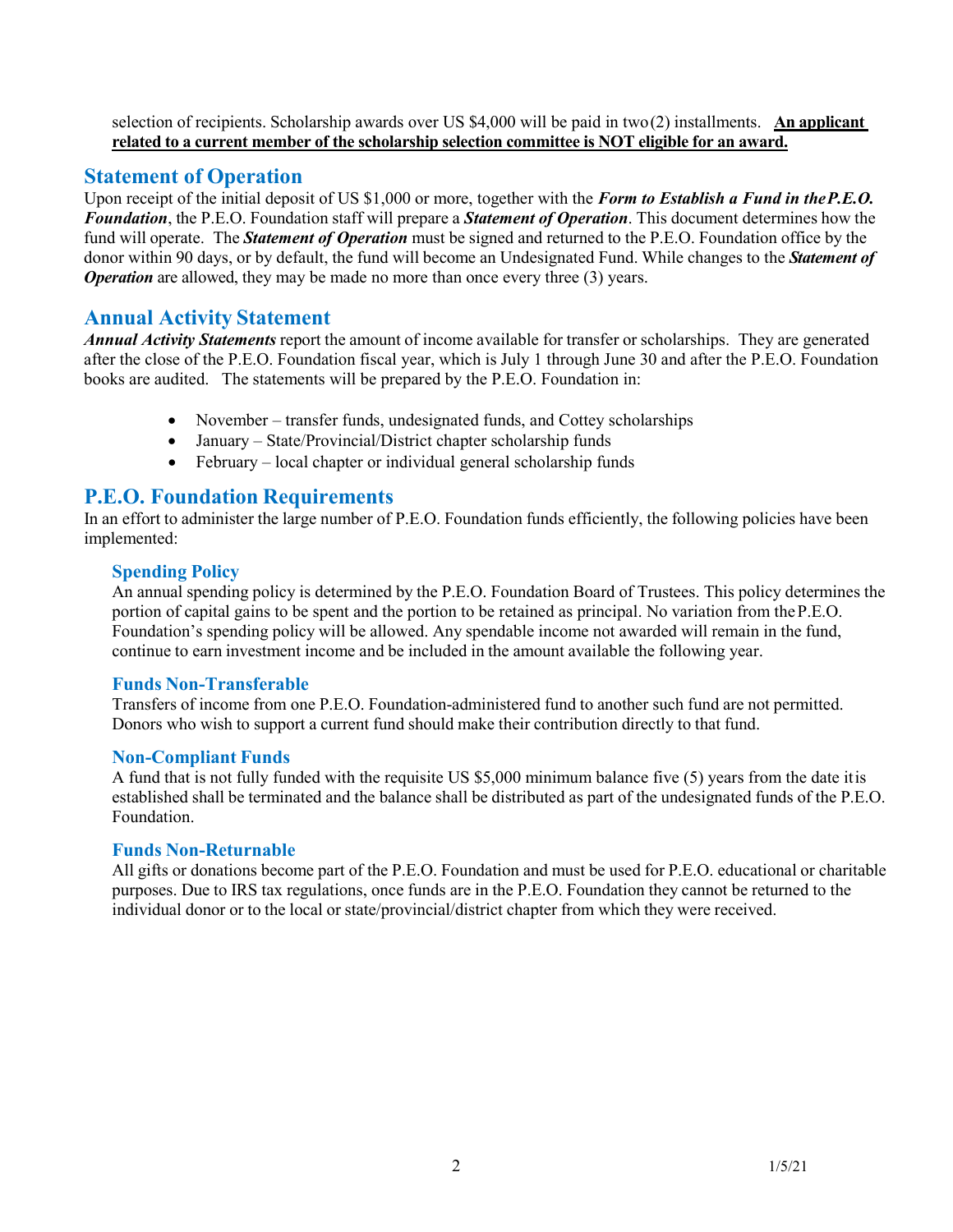selection of recipients. Scholarship awards over US $4,000 will be paid in two (2) installments. **An applicant related to a current member of the scholarship selection committee is NOT eligible for an award.**

## Statement of Operation

Upon receipt of the initial deposit of US $1,000 or more, together with the ***Form to Establish a Fund in the P.E.O. Foundation***, the P.E.O. Foundation staff will prepare a ***Statement of Operation***. This document determines how the fund will operate. The ***Statement of Operation*** must be signed and returned to the P.E.O. Foundation office by the donor within 90 days, or by default, the fund will become an Undesignated Fund. While changes to the ***Statement of Operation*** are allowed, they may be made no more than once every three (3) years.

## Annual Activity Statement

***Annual Activity Statements*** report the amount of income available for transfer or scholarships. They are generated after the close of the P.E.O. Foundation fiscal year, which is July 1 through June 30 and after the P.E.O. Foundation books are audited. The statements will be prepared by the P.E.O. Foundation in:

- November – transfer funds, undesignated funds, and Cottey scholarships
- January – State/Provincial/District chapter scholarship funds
- February – local chapter or individual general scholarship funds

## P.E.O. Foundation Requirements

In an effort to administer the large number of P.E.O. Foundation funds efficiently, the following policies have been implemented:

### Spending Policy

An annual spending policy is determined by the P.E.O. Foundation Board of Trustees. This policy determines the portion of capital gains to be spent and the portion to be retained as principal. No variation from the P.E.O. Foundation's spending policy will be allowed. Any spendable income not awarded will remain in the fund, continue to earn investment income and be included in the amount available the following year.

### Funds Non-Transferable

Transfers of income from one P.E.O. Foundation-administered fund to another such fund are not permitted. Donors who wish to support a current fund should make their contribution directly to that fund.

### Non-Compliant Funds

A fund that is not fully funded with the requisite US $5,000 minimum balance five (5) years from the date it is established shall be terminated and the balance shall be distributed as part of the undesignated funds of the P.E.O. Foundation.

### Funds Non-Returnable

All gifts or donations become part of the P.E.O. Foundation and must be used for P.E.O. educational or charitable purposes. Due to IRS tax regulations, once funds are in the P.E.O. Foundation they cannot be returned to the individual donor or to the local or state/provincial/district chapter from which they were received.